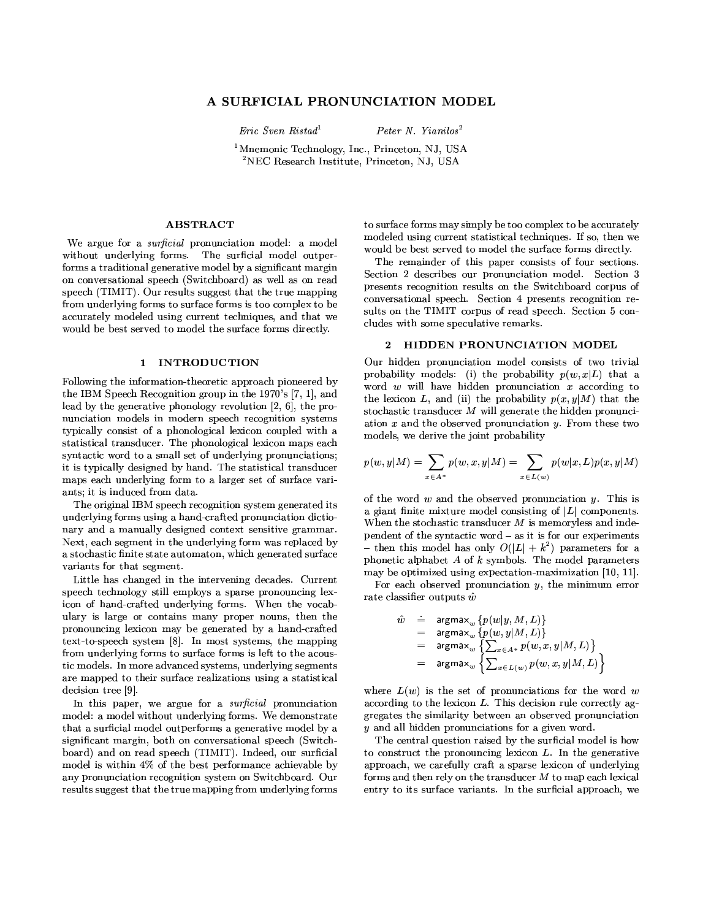# A SURFICIAL PRONUNCIATION MODEL

*Eric Sven Ristad*[1] *Peter N. Yianilos*[2]

[1]Mnemonic Technology, Inc., Princeton, NJ, USA
[2]NEC Research Institute, Princeton, NJ, USA

## ABSTRACT

We argue for a *surficial* pronunciation model: a model without underlying forms. The surficial model outperforms a traditional generative model by a significant margin on conversational speech (Switchboard) as well as on read speech (TIMIT). Our results suggest that the true mapping from underlying forms to surface forms is too complex to be accurately modeled using current techniques, and that we would be best served to model the surface forms directly.

## 1 INTRODUCTION

Following the information-theoretic approach pioneered by the IBM Speech Recognition group in the 1970's [7, 1], and lead by the generative phonology revolution [2, 6], the pronunciation models in modern speech recognition systems typically consist of a phonological lexicon coupled with a statistical transducer. The phonological lexicon maps each syntactic word to a small set of underlying pronunciations; it is typically designed by hand. The statistical transducer maps each underlying form to a larger set of surface variants; it is induced from data.

The original IBM speech recognition system generated its underlying forms using a hand-crafted pronunciation dictionary and a manually designed context sensitive grammar. Next, each segment in the underlying form was replaced by a stochastic finite state automaton, which generated surface variants for that segment.

Little has changed in the intervening decades. Current speech technology still employs a sparse pronouncing lexicon of hand-crafted underlying forms. When the vocabulary is large or contains many proper nouns, then the pronouncing lexicon may be generated by a hand-crafted text-to-speech system [8]. In most systems, the mapping from underlying forms to surface forms is left to the acoustic models. In more advanced systems, underlying segments are mapped to their surface realizations using a statistical decision tree [9].

In this paper, we argue for a *surficial* pronunciation model: a model without underlying forms. We demonstrate that a surficial model outperforms a generative model by a significant margin, both on conversational speech (Switchboard) and on read speech (TIMIT). Indeed, our surficial model is within 4% of the best performance achievable by any pronunciation recognition system on Switchboard. Our results suggest that the true mapping from underlying forms to surface forms may simply be too complex to be accurately modeled using current statistical techniques. If so, then we would be best served to model the surface forms directly.

The remainder of this paper consists of four sections. Section 2 describes our pronunciation model. Section 3 presents recognition results on the Switchboard corpus of conversational speech. Section 4 presents recognition results on the TIMIT corpus of read speech. Section 5 concludes with some speculative remarks.

## 2 HIDDEN PRONUNCIATION MODEL

Our hidden pronunciation model consists of two trivial probability models: (i) the probability $p(w, x|L)$ that a word $w$ will have hidden pronunciation $x$ according to the lexicon $L$, and (ii) the probability $p(x, y|M)$ that the stochastic transducer $M$ will generate the hidden pronunciation $x$ and the observed pronunciation $y$. From these two models, we derive the joint probability

$$p(w, y|M) = \sum_{x \in A^*} p(w, x, y|M) = \sum_{x \in L(w)} p(w|x, L)p(x, y|M)$$

of the word $w$ and the observed pronunciation $y$. This is a giant finite mixture model consisting of $|L|$ components. When the stochastic transducer $M$ is memoryless and independent of the syntactic word – as it is for our experiments – then this model has only $O(|L| + k^2)$ parameters for a phonetic alphabet $A$ of $k$ symbols. The model parameters may be optimized using expectation-maximization [10, 11].

For each observed pronunciation $y$, the minimum error rate classifier outputs $\hat{w}$

$$\begin{aligned}
\hat{w} &\doteq \mathsf{argmax}_w \{p(w|y, M, L)\} \\
&= \mathsf{argmax}_w \{p(w, y|M, L)\} \\
&= \mathsf{argmax}_w \left\{\textstyle\sum_{x \in A^*} p(w, x, y|M, L)\right\} \\
&= \mathsf{argmax}_w \left\{\textstyle\sum_{x \in L(w)} p(w, x, y|M, L)\right\}
\end{aligned}$$

where $L(w)$ is the set of pronunciations for the word $w$ according to the lexicon $L$. This decision rule correctly aggregates the similarity between an observed pronunciation $y$ and all hidden pronunciations for a given word.

The central question raised by the surficial model is how to construct the pronouncing lexicon $L$. In the generative approach, we carefully craft a sparse lexicon of underlying forms and then rely on the transducer $M$ to map each lexical entry to its surface variants. In the surficial approach, we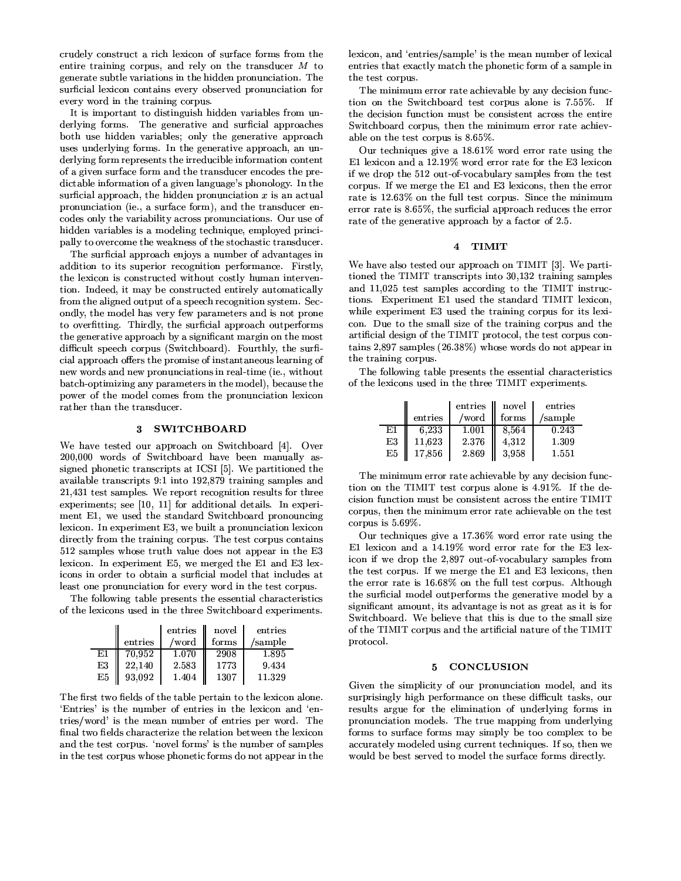crudely construct a rich lexicon of surface forms from the entire training corpus, and rely on the transducer $M$ to generate subtle variations in the hidden pronunciation. The surficial lexicon contains every observed pronunciation for every word in the training corpus.

It is important to distinguish hidden variables from underlying forms. The generative and surficial approaches both use hidden variables; only the generative approach uses underlying forms. In the generative approach, an underlying form represents the irreducible information content of a given surface form and the transducer encodes the predictable information of a given language's phonology. In the surficial approach, the hidden pronunciation $x$ is an actual pronunciation (ie., a surface form), and the transducer encodes only the variability across pronunciations. Our use of hidden variables is a modeling technique, employed principally to overcome the weakness of the stochastic transducer.

The surficial approach enjoys a number of advantages in addition to its superior recognition performance. Firstly, the lexicon is constructed without costly human intervention. Indeed, it may be constructed entirely automatically from the aligned output of a speech recognition system. Secondly, the model has very few parameters and is not prone to overfitting. Thirdly, the surficial approach outperforms the generative approach by a significant margin on the most difficult speech corpus (Switchboard). Fourthly, the surficial approach offers the promise of instantaneous learning of new words and new pronunciations in real-time (ie., without batch-optimizing any parameters in the model), because the power of the model comes from the pronunciation lexicon rather than the transducer.

## 3 SWITCHBOARD

We have tested our approach on Switchboard [4]. Over 200,000 words of Switchboard have been manually assigned phonetic transcripts at ICSI [5]. We partitioned the available transcripts 9:1 into 192,879 training samples and 21,431 test samples. We report recognition results for three experiments; see [10, 11] for additional details. In experiment E1, we used the standard Switchboard pronouncing lexicon. In experiment E3, we built a pronunciation lexicon directly from the training corpus. The test corpus contains 512 samples whose truth value does not appear in the E3 lexicon. In experiment E5, we merged the E1 and E3 lexicons in order to obtain a surficial model that includes at least one pronunciation for every word in the test corpus.

The following table presents the essential characteristics of the lexicons used in the three Switchboard experiments.

| | entries | entries /word | novel forms | entries /sample |
|---|---|---|---|---|
| E1 | 70,952 | 1.070 | 2908 | 1.895 |
| E3 | 22,140 | 2.583 | 1773 | 9.434 |
| E5 | 93,092 | 1.404 | 1307 | 11.329 |

The first two fields of the table pertain to the lexicon alone. 'Entries' is the number of entries in the lexicon and 'entries/word' is the mean number of entries per word. The final two fields characterize the relation between the lexicon and the test corpus. 'novel forms' is the number of samples in the test corpus whose phonetic forms do not appear in the lexicon, and 'entries/sample' is the mean number of lexical entries that exactly match the phonetic form of a sample in the test corpus.

The minimum error rate achievable by any decision function on the Switchboard test corpus alone is 7.55%. If the decision function must be consistent across the entire Switchboard corpus, then the minimum error rate achievable on the test corpus is 8.65%.

Our techniques give a 18.61% word error rate using the E1 lexicon and a 12.19% word error rate for the E3 lexicon if we drop the 512 out-of-vocabulary samples from the test corpus. If we merge the E1 and E3 lexicons, then the error rate is 12.63% on the full test corpus. Since the minimum error rate is 8.65%, the surficial approach reduces the error rate of the generative approach by a factor of 2.5.

## 4 TIMIT

We have also tested our approach on TIMIT [3]. We partitioned the TIMIT transcripts into 30,132 training samples and 11,025 test samples according to the TIMIT instructions. Experiment E1 used the standard TIMIT lexicon, while experiment E3 used the training corpus for its lexicon. Due to the small size of the training corpus and the artificial design of the TIMIT protocol, the test corpus contains 2,897 samples (26.38%) whose words do not appear in the training corpus.

The following table presents the essential characteristics of the lexicons used in the three TIMIT experiments.

| | entries | entries /word | novel forms | entries /sample |
|---|---|---|---|---|
| E1 | 6,233 | 1.001 | 8,564 | 0.243 |
| E3 | 11,623 | 2.376 | 4,312 | 1.309 |
| E5 | 17,856 | 2.869 | 3,958 | 1.551 |

The minimum error rate achievable by any decision function on the TIMIT test corpus alone is 4.91%. If the decision function must be consistent across the entire TIMIT corpus, then the minimum error rate achievable on the test corpus is 5.69%.

Our techniques give a 17.36% word error rate using the E1 lexicon and a 14.19% word error rate for the E3 lexicon if we drop the 2,897 out-of-vocabulary samples from the test corpus. If we merge the E1 and E3 lexicons, then the error rate is 16.68% on the full test corpus. Although the surficial model outperforms the generative model by a significant amount, its advantage is not as great as it is for Switchboard. We believe that this is due to the small size of the TIMIT corpus and the artificial nature of the TIMIT protocol.

## 5 CONCLUSION

Given the simplicity of our pronunciation model, and its surprisingly high performance on these difficult tasks, our results argue for the elimination of underlying forms in pronunciation models. The true mapping from underlying forms to surface forms may simply be too complex to be accurately modeled using current techniques. If so, then we would be best served to model the surface forms directly.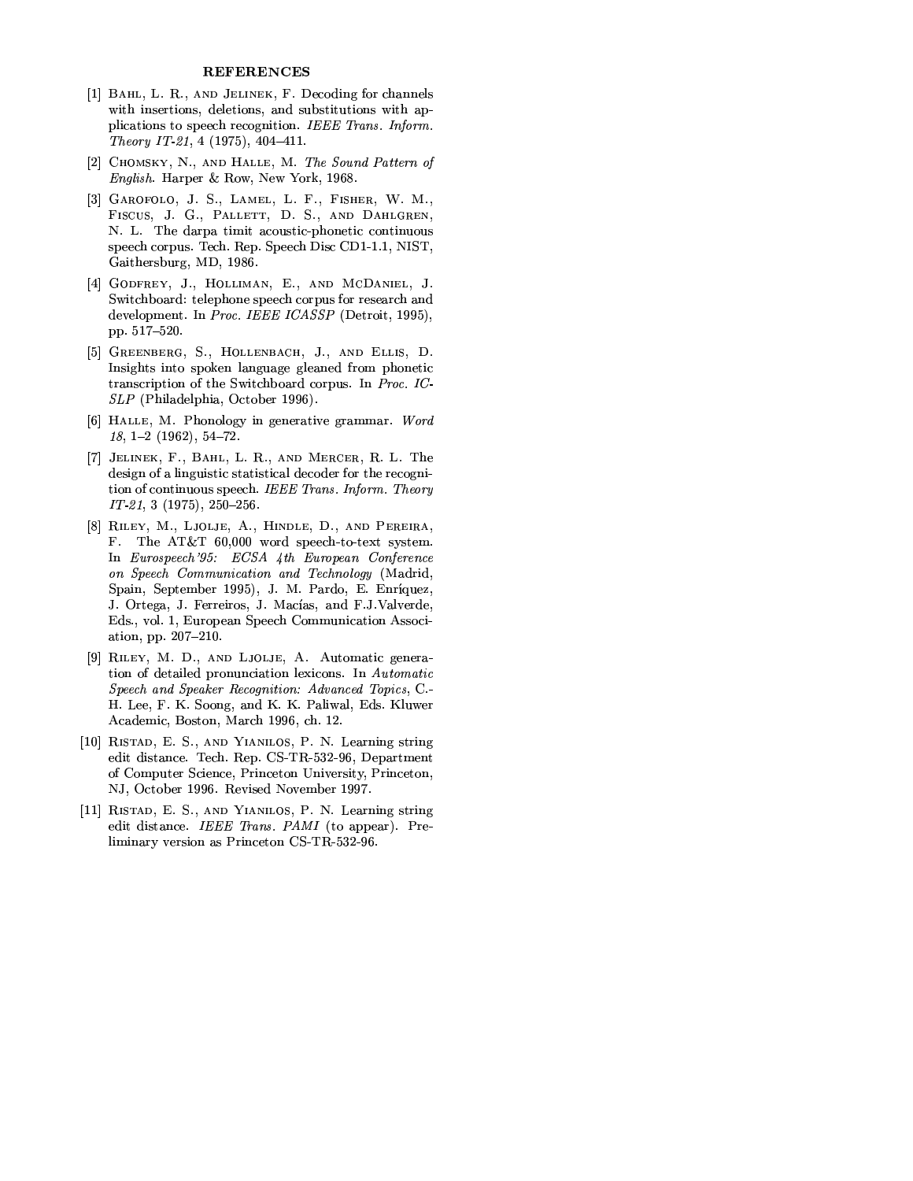## REFERENCES

[1] Bahl, L. R., and Jelinek, F. Decoding for channels with insertions, deletions, and substitutions with applications to speech recognition. *IEEE Trans. Inform. Theory IT-21*, 4 (1975), 404–411.

[2] Chomsky, N., and Halle, M. *The Sound Pattern of English*. Harper & Row, New York, 1968.

[3] Garofolo, J. S., Lamel, L. F., Fisher, W. M., Fiscus, J. G., Pallett, D. S., and Dahlgren, N. L. The darpa timit acoustic-phonetic continuous speech corpus. Tech. Rep. Speech Disc CD1-1.1, NIST, Gaithersburg, MD, 1986.

[4] Godfrey, J., Holliman, E., and McDaniel, J. Switchboard: telephone speech corpus for research and development. In *Proc. IEEE ICASSP* (Detroit, 1995), pp. 517–520.

[5] Greenberg, S., Hollenbach, J., and Ellis, D. Insights into spoken language gleaned from phonetic transcription of the Switchboard corpus. In *Proc. ICSLP* (Philadelphia, October 1996).

[6] Halle, M. Phonology in generative grammar. *Word 18*, 1–2 (1962), 54–72.

[7] Jelinek, F., Bahl, L. R., and Mercer, R. L. The design of a linguistic statistical decoder for the recognition of continuous speech. *IEEE Trans. Inform. Theory IT-21*, 3 (1975), 250–256.

[8] Riley, M., Ljolje, A., Hindle, D., and Pereira, F. The AT&T 60,000 word speech-to-text system. In *Eurospeech'95: ECSA 4th European Conference on Speech Communication and Technology* (Madrid, Spain, September 1995), J. M. Pardo, E. Enríquez, J. Ortega, J. Ferreiros, J. Macías, and F.J.Valverde, Eds., vol. 1, European Speech Communication Association, pp. 207–210.

[9] Riley, M. D., and Ljolje, A. Automatic generation of detailed pronunciation lexicons. In *Automatic Speech and Speaker Recognition: Advanced Topics*, C.-H. Lee, F. K. Soong, and K. K. Paliwal, Eds. Kluwer Academic, Boston, March 1996, ch. 12.

[10] Ristad, E. S., and Yianilos, P. N. Learning string edit distance. Tech. Rep. CS-TR-532-96, Department of Computer Science, Princeton University, Princeton, NJ, October 1996. Revised November 1997.

[11] Ristad, E. S., and Yianilos, P. N. Learning string edit distance. *IEEE Trans. PAMI* (to appear). Preliminary version as Princeton CS-TR-532-96.